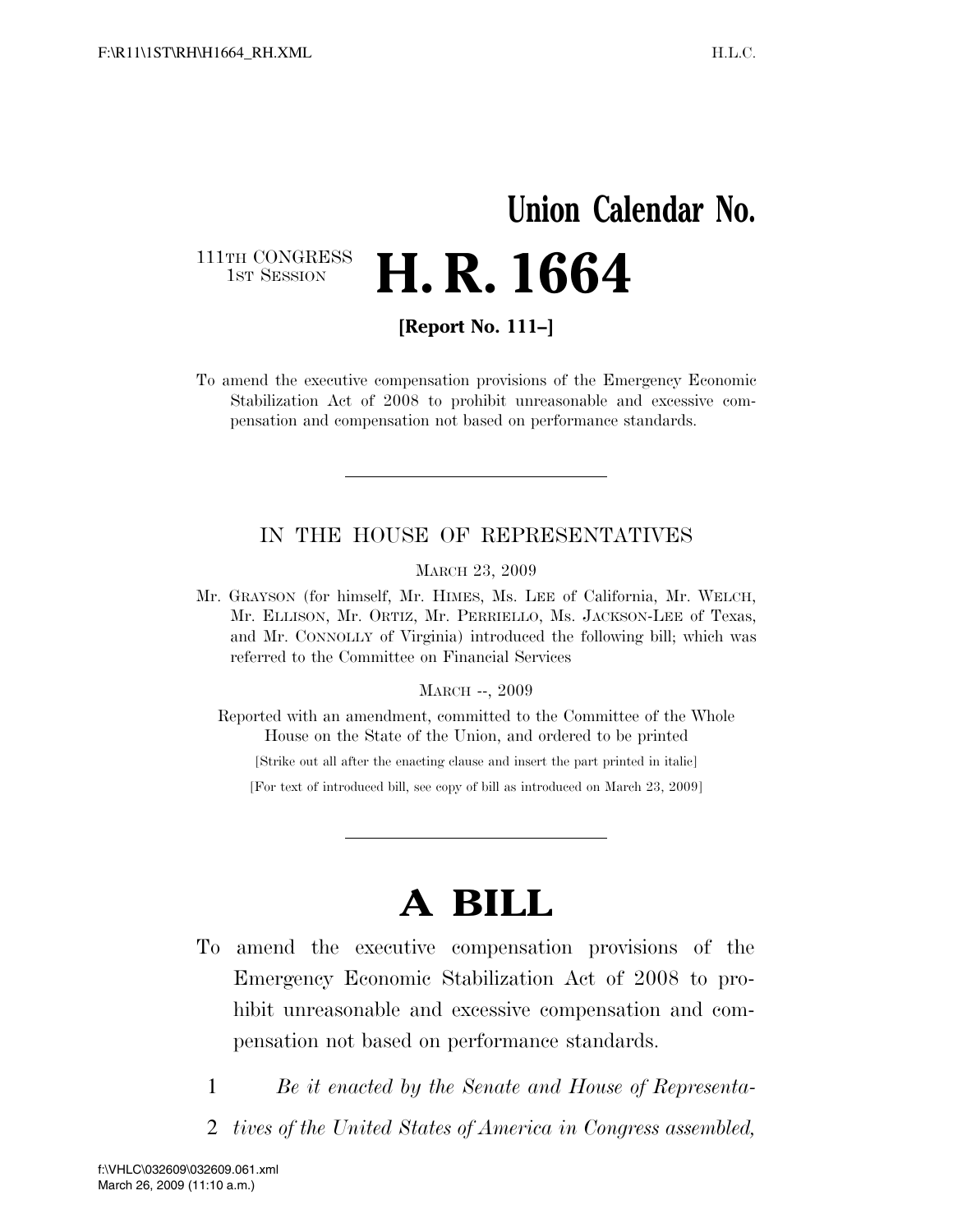# Union Calendar No.

111TH CONGRESS
1ST SESSION

# H. R. 1664

**[Report No. 111–]**

To amend the executive compensation provisions of the Emergency Economic Stabilization Act of 2008 to prohibit unreasonable and excessive compensation and compensation not based on performance standards.

---

IN THE HOUSE OF REPRESENTATIVES

MARCH 23, 2009

Mr. GRAYSON (for himself, Mr. HIMES, Ms. LEE of California, Mr. WELCH, Mr. ELLISON, Mr. ORTIZ, Mr. PERRIELLO, Ms. JACKSON-LEE of Texas, and Mr. CONNOLLY of Virginia) introduced the following bill; which was referred to the Committee on Financial Services

MARCH --, 2009

Reported with an amendment, committed to the Committee of the Whole House on the State of the Union, and ordered to be printed

[Strike out all after the enacting clause and insert the part printed in italic]

[For text of introduced bill, see copy of bill as introduced on March 23, 2009]

---

# A BILL

To amend the executive compensation provisions of the Emergency Economic Stabilization Act of 2008 to prohibit unreasonable and excessive compensation and compensation not based on performance standards.

1 *Be it enacted by the Senate and House of Representa-*
2 *tives of the United States of America in Congress assembled,*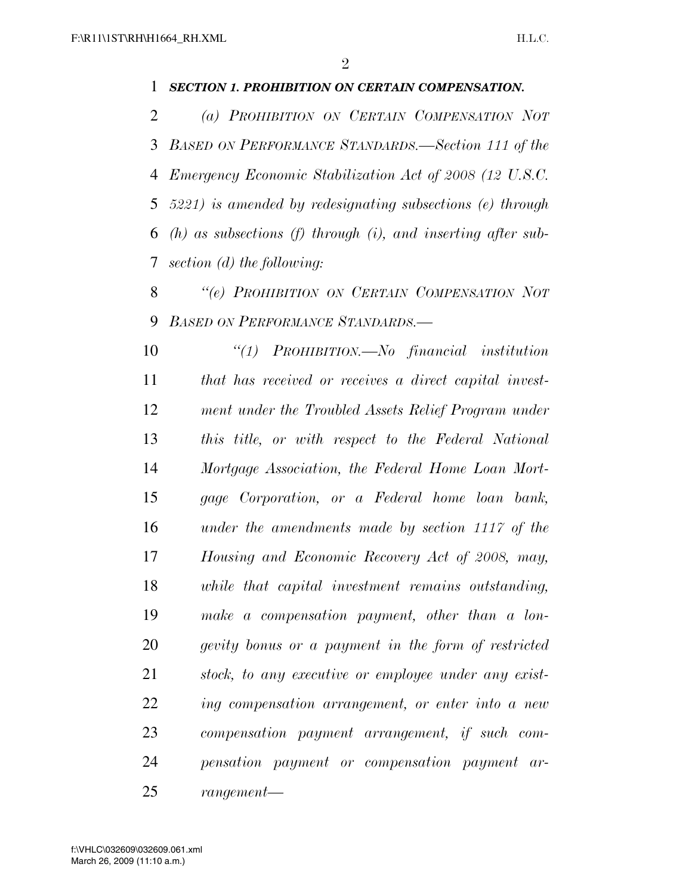***SECTION 1. PROHIBITION ON CERTAIN COMPENSATION.***

*(a) PROHIBITION ON CERTAIN COMPENSATION NOT BASED ON PERFORMANCE STANDARDS.—Section 111 of the Emergency Economic Stabilization Act of 2008 (12 U.S.C. 5221) is amended by redesignating subsections (e) through (h) as subsections (f) through (i), and inserting after subsection (d) the following:*

*"(e) PROHIBITION ON CERTAIN COMPENSATION NOT BASED ON PERFORMANCE STANDARDS.—*

*"(1) PROHIBITION.—No financial institution that has received or receives a direct capital investment under the Troubled Assets Relief Program under this title, or with respect to the Federal National Mortgage Association, the Federal Home Loan Mortgage Corporation, or a Federal home loan bank, under the amendments made by section 1117 of the Housing and Economic Recovery Act of 2008, may, while that capital investment remains outstanding, make a compensation payment, other than a longevity bonus or a payment in the form of restricted stock, to any executive or employee under any existing compensation arrangement, or enter into a new compensation payment arrangement, if such compensation payment or compensation payment arrangement—*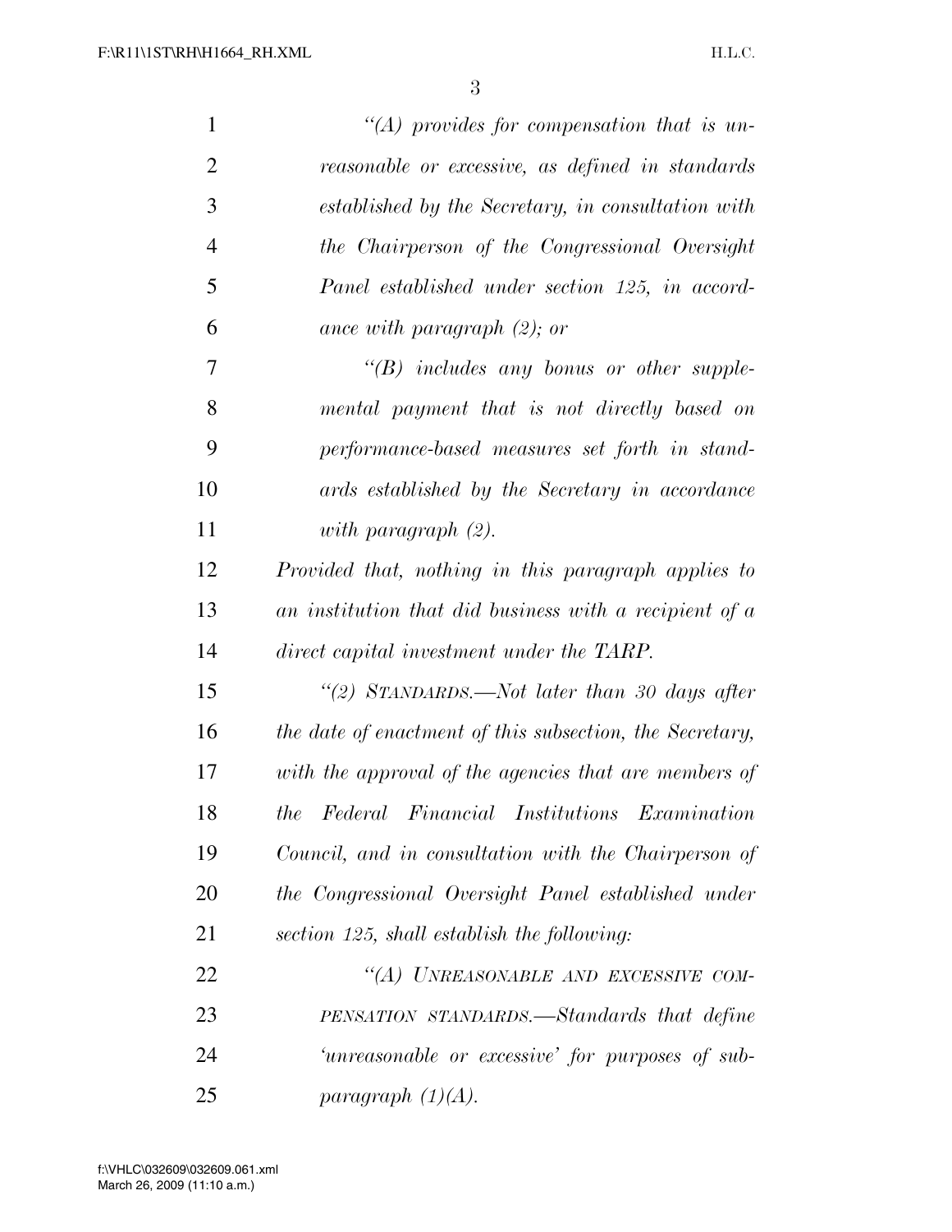*"(A) provides for compensation that is unreasonable or excessive, as defined in standards established by the Secretary, in consultation with the Chairperson of the Congressional Oversight Panel established under section 125, in accordance with paragraph (2); or*

*"(B) includes any bonus or other supplemental payment that is not directly based on performance-based measures set forth in standards established by the Secretary in accordance with paragraph (2).*

*Provided that, nothing in this paragraph applies to an institution that did business with a recipient of a direct capital investment under the TARP.*

*"(2) STANDARDS.—Not later than 30 days after the date of enactment of this subsection, the Secretary, with the approval of the agencies that are members of the Federal Financial Institutions Examination Council, and in consultation with the Chairperson of the Congressional Oversight Panel established under section 125, shall establish the following:*

*"(A) UNREASONABLE AND EXCESSIVE COMPENSATION STANDARDS.—Standards that define 'unreasonable or excessive' for purposes of subparagraph (1)(A).*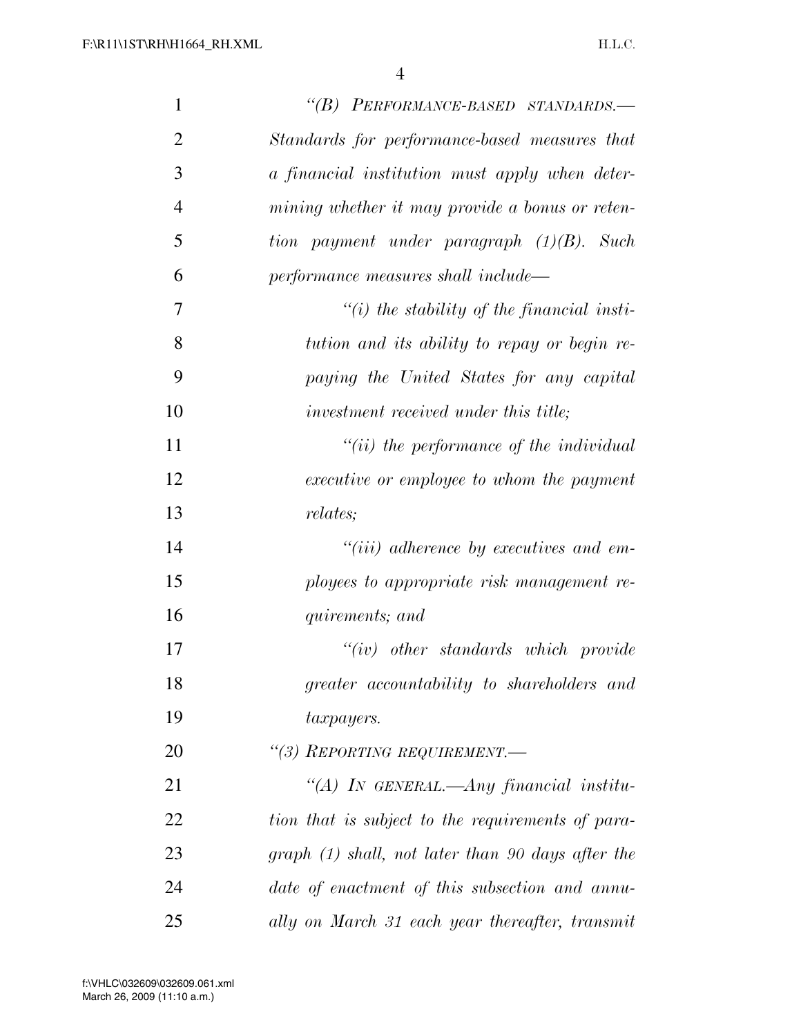*"(B) Performance-based standards.—Standards for performance-based measures that a financial institution must apply when determining whether it may provide a bonus or retention payment under paragraph (1)(B). Such performance measures shall include—*

*"(i) the stability of the financial institution and its ability to repay or begin repaying the United States for any capital investment received under this title;*

*"(ii) the performance of the individual executive or employee to whom the payment relates;*

*"(iii) adherence by executives and employees to appropriate risk management requirements; and*

*"(iv) other standards which provide greater accountability to shareholders and taxpayers.*

*"(3) Reporting requirement.—*

*"(A) In general.—Any financial institution that is subject to the requirements of paragraph (1) shall, not later than 90 days after the date of enactment of this subsection and annually on March 31 each year thereafter, transmit*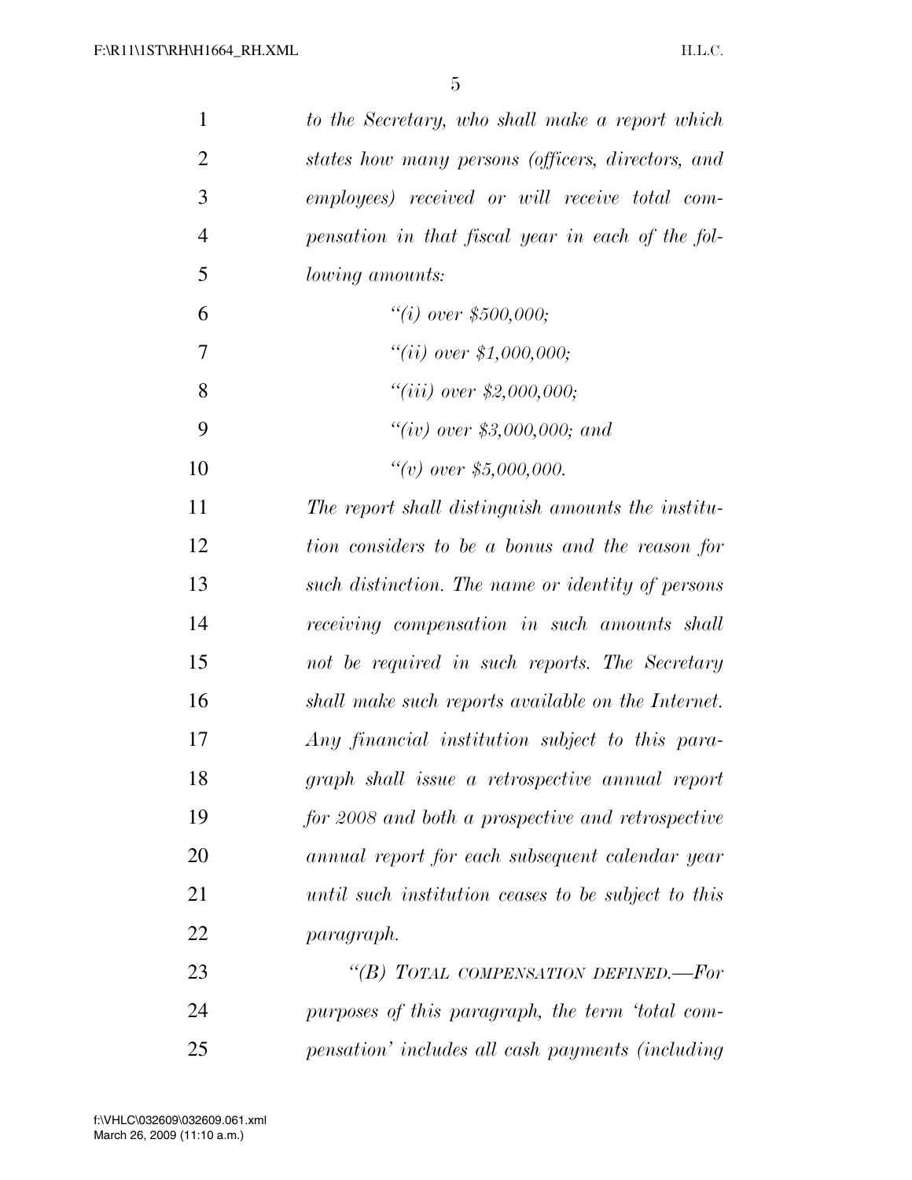*to the Secretary, who shall make a report which states how many persons (officers, directors, and employees) received or will receive total compensation in that fiscal year in each of the following amounts:*

*"(i) over $500,000;*

*"(ii) over $1,000,000;*

*"(iii) over $2,000,000;*

*"(iv) over $3,000,000; and*

*"(v) over $5,000,000.*

*The report shall distinguish amounts the institution considers to be a bonus and the reason for such distinction. The name or identity of persons receiving compensation in such amounts shall not be required in such reports. The Secretary shall make such reports available on the Internet. Any financial institution subject to this paragraph shall issue a retrospective annual report for 2008 and both a prospective and retrospective annual report for each subsequent calendar year until such institution ceases to be subject to this paragraph.*

*"(B) TOTAL COMPENSATION DEFINED.—For purposes of this paragraph, the term 'total compensation' includes all cash payments (including*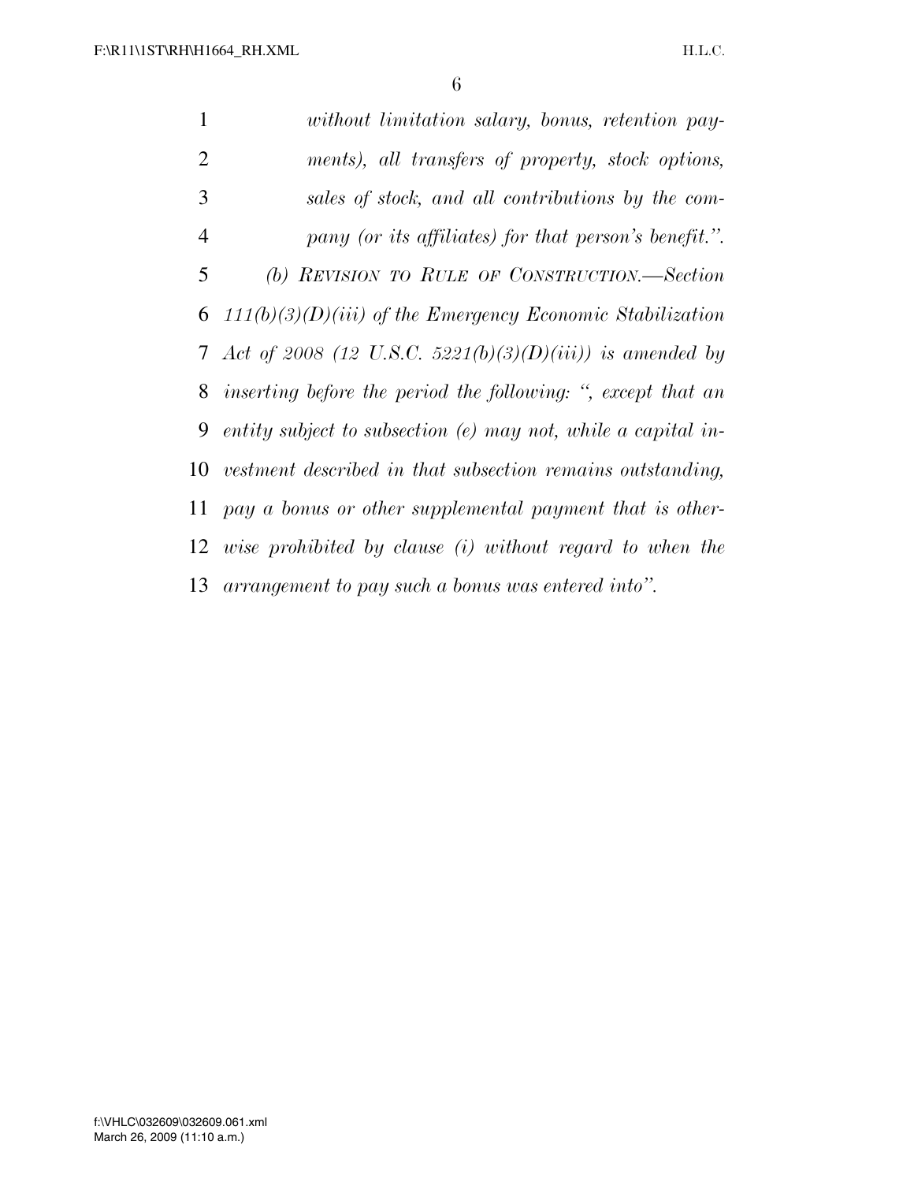*without limitation salary, bonus, retention payments), all transfers of property, stock options, sales of stock, and all contributions by the company (or its affiliates) for that person's benefit.".*

*(b) REVISION TO RULE OF CONSTRUCTION.—Section 111(b)(3)(D)(iii) of the Emergency Economic Stabilization Act of 2008 (12 U.S.C. 5221(b)(3)(D)(iii)) is amended by inserting before the period the following: ", except that an entity subject to subsection (e) may not, while a capital investment described in that subsection remains outstanding, pay a bonus or other supplemental payment that is otherwise prohibited by clause (i) without regard to when the arrangement to pay such a bonus was entered into".*